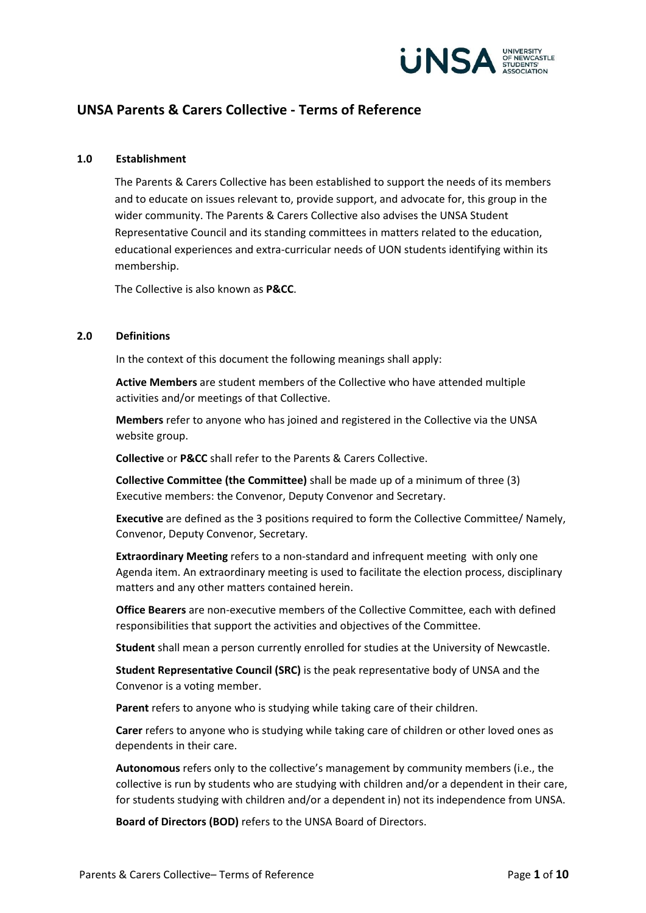# UNSA Parents & Carers Collective - Terms of Reference

## 1.0 Establishment

The Parents & Carers Collective has been established to support the needs of its members and to educate on issues relevant to, provide support, and advocate for, this group in the wider community. The Parents & Carers Collective also advises the UNSA Student Representative Council and its standing committees in matters related to the education, educational experiences and extra-curricular needs of UON students identifying within its membership.

The Collective is also known as **P&CC**.

## 2.0 Definitions

In the context of this document the following meanings shall apply:

**Active Members** are student members of the Collective who have attended multiple activities and/or meetings of that Collective.

**Members** refer to anyone who has joined and registered in the Collective via the UNSA website group.

**Collective** or **P&CC** shall refer to the Parents & Carers Collective.

**Collective Committee (the Committee)** shall be made up of a minimum of three (3) Executive members: the Convenor, Deputy Convenor and Secretary.

**Executive** are defined as the 3 positions required to form the Collective Committee/ Namely, Convenor, Deputy Convenor, Secretary.

**Extraordinary Meeting** refers to a non-standard and infrequent meeting with only one Agenda item. An extraordinary meeting is used to facilitate the election process, disciplinary matters and any other matters contained herein.

**Office Bearers** are non-executive members of the Collective Committee, each with defined responsibilities that support the activities and objectives of the Committee.

**Student** shall mean a person currently enrolled for studies at the University of Newcastle.

**Student Representative Council (SRC)** is the peak representative body of UNSA and the Convenor is a voting member.

**Parent** refers to anyone who is studying while taking care of their children.

**Carer** refers to anyone who is studying while taking care of children or other loved ones as dependents in their care.

**Autonomous** refers only to the collective's management by community members (i.e., the collective is run by students who are studying with children and/or a dependent in their care, for students studying with children and/or a dependent in) not its independence from UNSA.

**Board of Directors (BOD)** refers to the UNSA Board of Directors.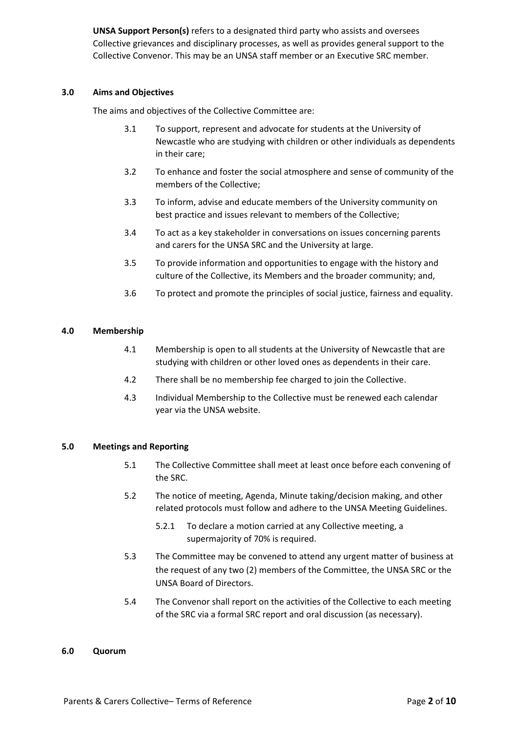**UNSA Support Person(s)** refers to a designated third party who assists and oversees Collective grievances and disciplinary processes, as well as provides general support to the Collective Convenor. This may be an UNSA staff member or an Executive SRC member.

## 3.0 Aims and Objectives

The aims and objectives of the Collective Committee are:

3.1 To support, represent and advocate for students at the University of Newcastle who are studying with children or other individuals as dependents in their care;

3.2 To enhance and foster the social atmosphere and sense of community of the members of the Collective;

3.3 To inform, advise and educate members of the University community on best practice and issues relevant to members of the Collective;

3.4 To act as a key stakeholder in conversations on issues concerning parents and carers for the UNSA SRC and the University at large.

3.5 To provide information and opportunities to engage with the history and culture of the Collective, its Members and the broader community; and,

3.6 To protect and promote the principles of social justice, fairness and equality.

## 4.0 Membership

4.1 Membership is open to all students at the University of Newcastle that are studying with children or other loved ones as dependents in their care.

4.2 There shall be no membership fee charged to join the Collective.

4.3 Individual Membership to the Collective must be renewed each calendar year via the UNSA website.

## 5.0 Meetings and Reporting

5.1 The Collective Committee shall meet at least once before each convening of the SRC.

5.2 The notice of meeting, Agenda, Minute taking/decision making, and other related protocols must follow and adhere to the UNSA Meeting Guidelines.

5.2.1 To declare a motion carried at any Collective meeting, a supermajority of 70% is required.

5.3 The Committee may be convened to attend any urgent matter of business at the request of any two (2) members of the Committee, the UNSA SRC or the UNSA Board of Directors.

5.4 The Convenor shall report on the activities of the Collective to each meeting of the SRC via a formal SRC report and oral discussion (as necessary).

## 6.0 Quorum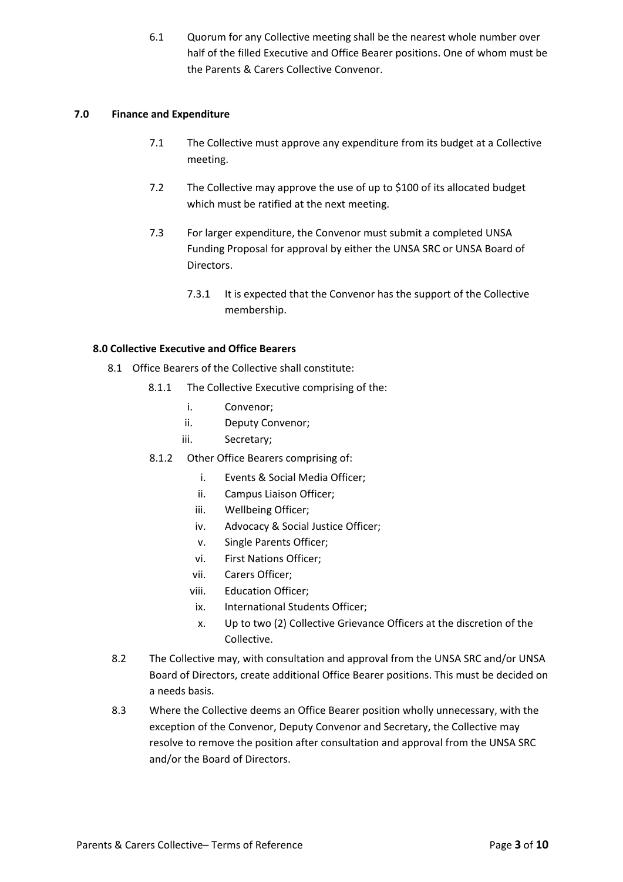6.1 Quorum for any Collective meeting shall be the nearest whole number over half of the filled Executive and Office Bearer positions. One of whom must be the Parents & Carers Collective Convenor.

## 7.0 Finance and Expenditure

7.1 The Collective must approve any expenditure from its budget at a Collective meeting.

7.2 The Collective may approve the use of up to $100 of its allocated budget which must be ratified at the next meeting.

7.3 For larger expenditure, the Convenor must submit a completed UNSA Funding Proposal for approval by either the UNSA SRC or UNSA Board of Directors.

7.3.1 It is expected that the Convenor has the support of the Collective membership.

## 8.0 Collective Executive and Office Bearers

8.1 Office Bearers of the Collective shall constitute:

8.1.1 The Collective Executive comprising of the:

i. Convenor;
ii. Deputy Convenor;
iii. Secretary;

8.1.2 Other Office Bearers comprising of:

i. Events & Social Media Officer;
ii. Campus Liaison Officer;
iii. Wellbeing Officer;
iv. Advocacy & Social Justice Officer;
v. Single Parents Officer;
vi. First Nations Officer;
vii. Carers Officer;
viii. Education Officer;
ix. International Students Officer;
x. Up to two (2) Collective Grievance Officers at the discretion of the Collective.

8.2 The Collective may, with consultation and approval from the UNSA SRC and/or UNSA Board of Directors, create additional Office Bearer positions. This must be decided on a needs basis.

8.3 Where the Collective deems an Office Bearer position wholly unnecessary, with the exception of the Convenor, Deputy Convenor and Secretary, the Collective may resolve to remove the position after consultation and approval from the UNSA SRC and/or the Board of Directors.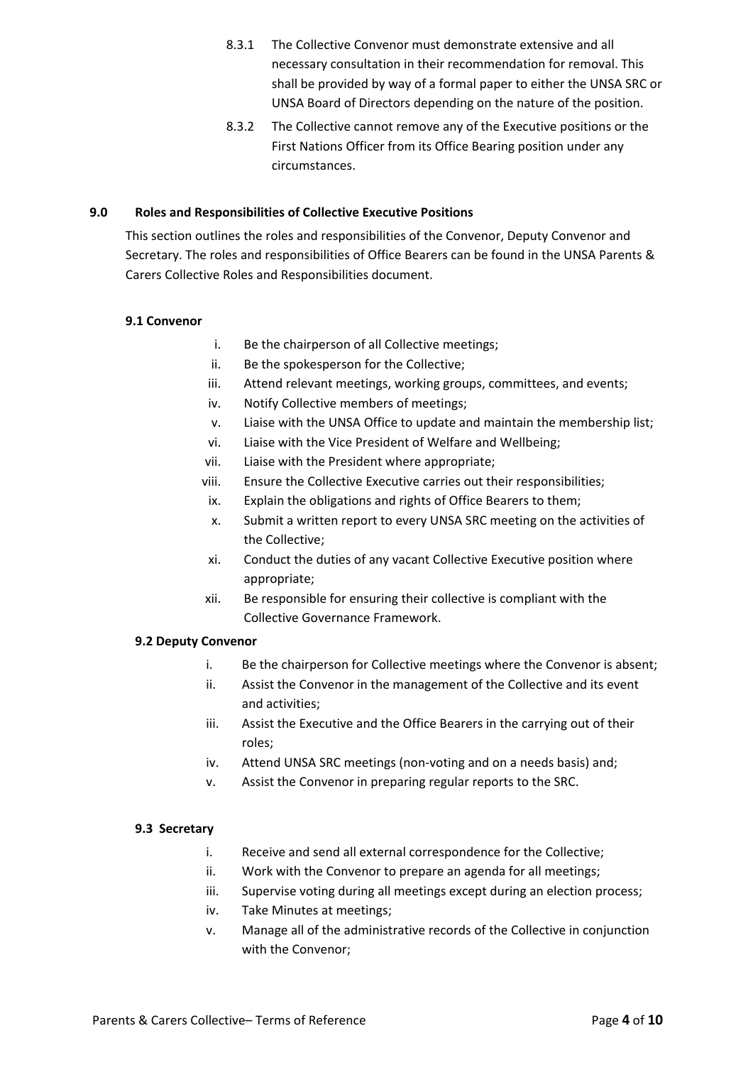8.3.1 The Collective Convenor must demonstrate extensive and all necessary consultation in their recommendation for removal. This shall be provided by way of a formal paper to either the UNSA SRC or UNSA Board of Directors depending on the nature of the position.

8.3.2 The Collective cannot remove any of the Executive positions or the First Nations Officer from its Office Bearing position under any circumstances.

## 9.0 Roles and Responsibilities of Collective Executive Positions

This section outlines the roles and responsibilities of the Convenor, Deputy Convenor and Secretary. The roles and responsibilities of Office Bearers can be found in the UNSA Parents & Carers Collective Roles and Responsibilities document.

### 9.1 Convenor

i. Be the chairperson of all Collective meetings;
ii. Be the spokesperson for the Collective;
iii. Attend relevant meetings, working groups, committees, and events;
iv. Notify Collective members of meetings;
v. Liaise with the UNSA Office to update and maintain the membership list;
vi. Liaise with the Vice President of Welfare and Wellbeing;
vii. Liaise with the President where appropriate;
viii. Ensure the Collective Executive carries out their responsibilities;
ix. Explain the obligations and rights of Office Bearers to them;
x. Submit a written report to every UNSA SRC meeting on the activities of the Collective;
xi. Conduct the duties of any vacant Collective Executive position where appropriate;
xii. Be responsible for ensuring their collective is compliant with the Collective Governance Framework.

### 9.2 Deputy Convenor

i. Be the chairperson for Collective meetings where the Convenor is absent;
ii. Assist the Convenor in the management of the Collective and its event and activities;
iii. Assist the Executive and the Office Bearers in the carrying out of their roles;
iv. Attend UNSA SRC meetings (non-voting and on a needs basis) and;
v. Assist the Convenor in preparing regular reports to the SRC.

### 9.3 Secretary

i. Receive and send all external correspondence for the Collective;
ii. Work with the Convenor to prepare an agenda for all meetings;
iii. Supervise voting during all meetings except during an election process;
iv. Take Minutes at meetings;
v. Manage all of the administrative records of the Collective in conjunction with the Convenor;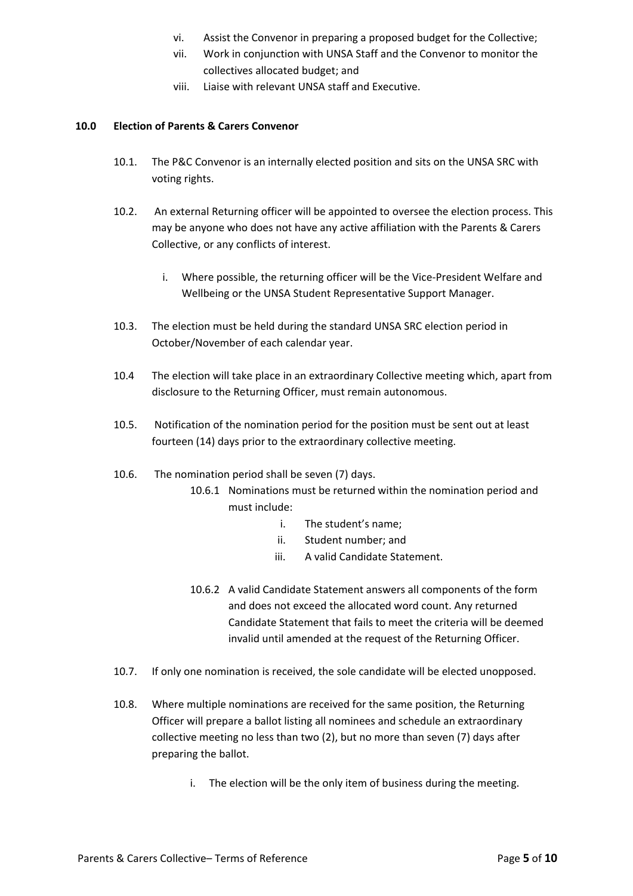vi. Assist the Convenor in preparing a proposed budget for the Collective;

vii. Work in conjunction with UNSA Staff and the Convenor to monitor the collectives allocated budget; and

viii. Liaise with relevant UNSA staff and Executive.

## 10.0 Election of Parents & Carers Convenor

10.1. The P&C Convenor is an internally elected position and sits on the UNSA SRC with voting rights.

10.2. An external Returning officer will be appointed to oversee the election process. This may be anyone who does not have any active affiliation with the Parents & Carers Collective, or any conflicts of interest.

i. Where possible, the returning officer will be the Vice-President Welfare and Wellbeing or the UNSA Student Representative Support Manager.

10.3. The election must be held during the standard UNSA SRC election period in October/November of each calendar year.

10.4 The election will take place in an extraordinary Collective meeting which, apart from disclosure to the Returning Officer, must remain autonomous.

10.5. Notification of the nomination period for the position must be sent out at least fourteen (14) days prior to the extraordinary collective meeting.

10.6. The nomination period shall be seven (7) days.

10.6.1 Nominations must be returned within the nomination period and must include:

i. The student's name;

ii. Student number; and

iii. A valid Candidate Statement.

10.6.2 A valid Candidate Statement answers all components of the form and does not exceed the allocated word count. Any returned Candidate Statement that fails to meet the criteria will be deemed invalid until amended at the request of the Returning Officer.

10.7. If only one nomination is received, the sole candidate will be elected unopposed.

10.8. Where multiple nominations are received for the same position, the Returning Officer will prepare a ballot listing all nominees and schedule an extraordinary collective meeting no less than two (2), but no more than seven (7) days after preparing the ballot.

i. The election will be the only item of business during the meeting.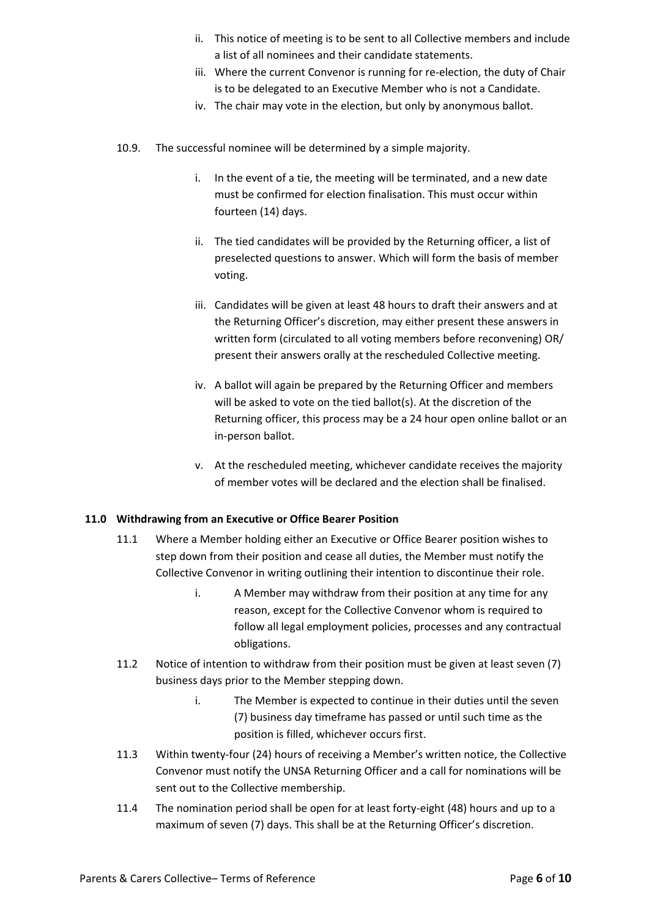ii. This notice of meeting is to be sent to all Collective members and include a list of all nominees and their candidate statements.

iii. Where the current Convenor is running for re-election, the duty of Chair is to be delegated to an Executive Member who is not a Candidate.

iv. The chair may vote in the election, but only by anonymous ballot.

10.9. The successful nominee will be determined by a simple majority.

i. In the event of a tie, the meeting will be terminated, and a new date must be confirmed for election finalisation. This must occur within fourteen (14) days.

ii. The tied candidates will be provided by the Returning officer, a list of preselected questions to answer. Which will form the basis of member voting.

iii. Candidates will be given at least 48 hours to draft their answers and at the Returning Officer's discretion, may either present these answers in written form (circulated to all voting members before reconvening) OR/ present their answers orally at the rescheduled Collective meeting.

iv. A ballot will again be prepared by the Returning Officer and members will be asked to vote on the tied ballot(s). At the discretion of the Returning officer, this process may be a 24 hour open online ballot or an in-person ballot.

v. At the rescheduled meeting, whichever candidate receives the majority of member votes will be declared and the election shall be finalised.

## 11.0 Withdrawing from an Executive or Office Bearer Position

11.1 Where a Member holding either an Executive or Office Bearer position wishes to step down from their position and cease all duties, the Member must notify the Collective Convenor in writing outlining their intention to discontinue their role.

i. A Member may withdraw from their position at any time for any reason, except for the Collective Convenor whom is required to follow all legal employment policies, processes and any contractual obligations.

11.2 Notice of intention to withdraw from their position must be given at least seven (7) business days prior to the Member stepping down.

i. The Member is expected to continue in their duties until the seven (7) business day timeframe has passed or until such time as the position is filled, whichever occurs first.

11.3 Within twenty-four (24) hours of receiving a Member's written notice, the Collective Convenor must notify the UNSA Returning Officer and a call for nominations will be sent out to the Collective membership.

11.4 The nomination period shall be open for at least forty-eight (48) hours and up to a maximum of seven (7) days. This shall be at the Returning Officer's discretion.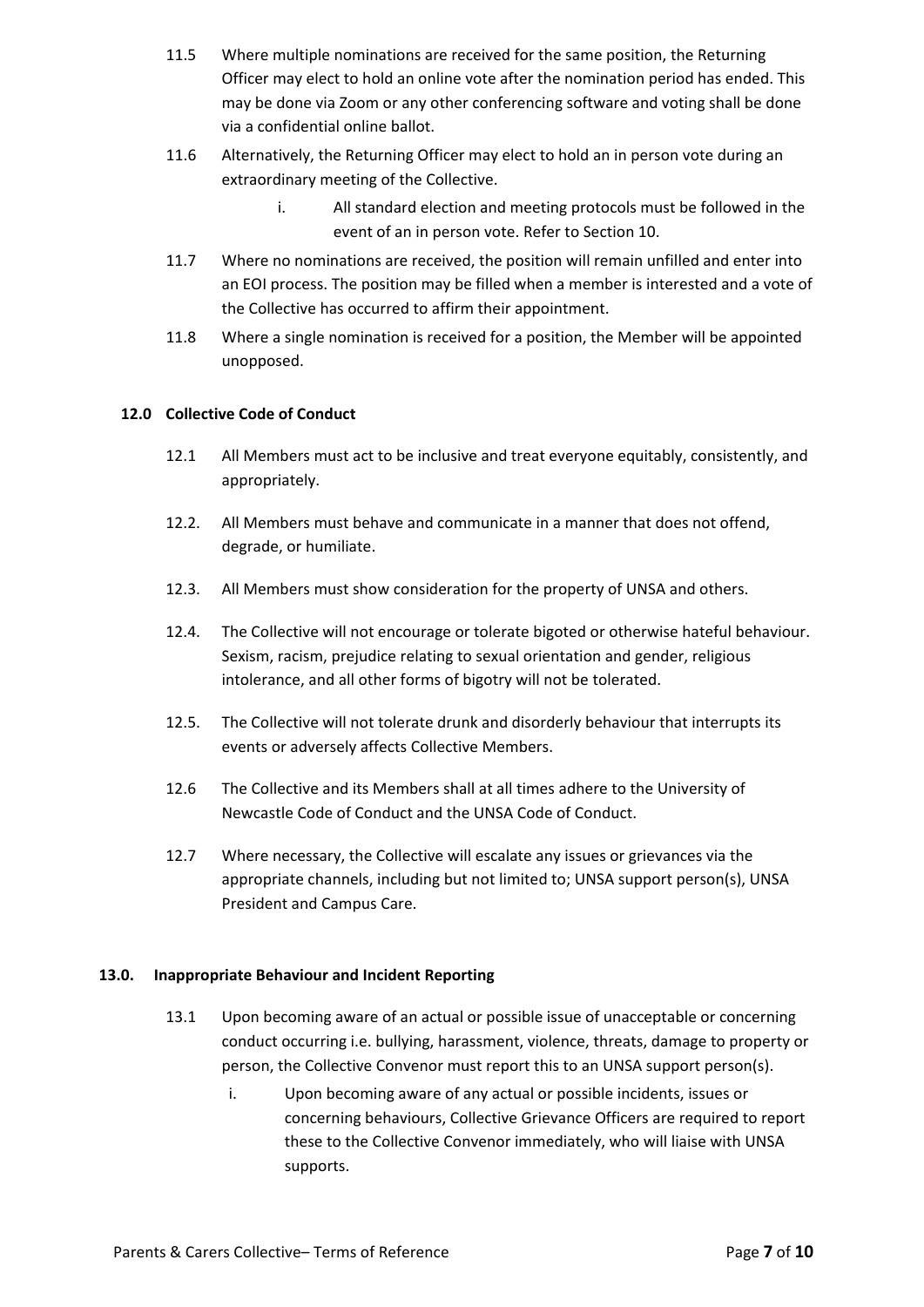11.5 Where multiple nominations are received for the same position, the Returning Officer may elect to hold an online vote after the nomination period has ended. This may be done via Zoom or any other conferencing software and voting shall be done via a confidential online ballot.

11.6 Alternatively, the Returning Officer may elect to hold an in person vote during an extraordinary meeting of the Collective.

i. All standard election and meeting protocols must be followed in the event of an in person vote. Refer to Section 10.

11.7 Where no nominations are received, the position will remain unfilled and enter into an EOI process. The position may be filled when a member is interested and a vote of the Collective has occurred to affirm their appointment.

11.8 Where a single nomination is received for a position, the Member will be appointed unopposed.

### 12.0 Collective Code of Conduct

12.1 All Members must act to be inclusive and treat everyone equitably, consistently, and appropriately.

12.2. All Members must behave and communicate in a manner that does not offend, degrade, or humiliate.

12.3. All Members must show consideration for the property of UNSA and others.

12.4. The Collective will not encourage or tolerate bigoted or otherwise hateful behaviour. Sexism, racism, prejudice relating to sexual orientation and gender, religious intolerance, and all other forms of bigotry will not be tolerated.

12.5. The Collective will not tolerate drunk and disorderly behaviour that interrupts its events or adversely affects Collective Members.

12.6 The Collective and its Members shall at all times adhere to the University of Newcastle Code of Conduct and the UNSA Code of Conduct.

12.7 Where necessary, the Collective will escalate any issues or grievances via the appropriate channels, including but not limited to; UNSA support person(s), UNSA President and Campus Care.

### 13.0. Inappropriate Behaviour and Incident Reporting

13.1 Upon becoming aware of an actual or possible issue of unacceptable or concerning conduct occurring i.e. bullying, harassment, violence, threats, damage to property or person, the Collective Convenor must report this to an UNSA support person(s).

i. Upon becoming aware of any actual or possible incidents, issues or concerning behaviours, Collective Grievance Officers are required to report these to the Collective Convenor immediately, who will liaise with UNSA supports.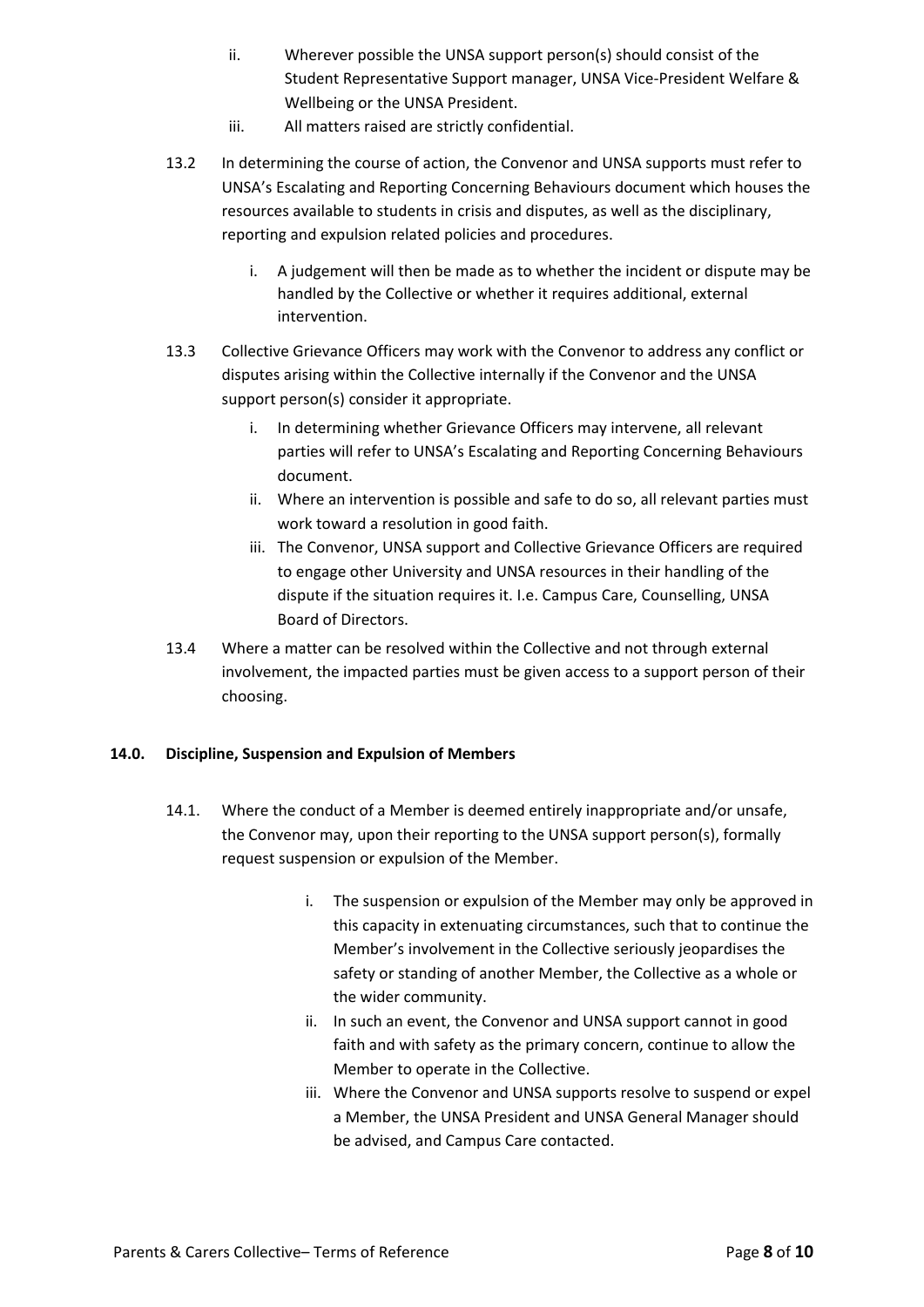ii. Wherever possible the UNSA support person(s) should consist of the Student Representative Support manager, UNSA Vice-President Welfare & Wellbeing or the UNSA President.

iii. All matters raised are strictly confidential.

13.2 In determining the course of action, the Convenor and UNSA supports must refer to UNSA's Escalating and Reporting Concerning Behaviours document which houses the resources available to students in crisis and disputes, as well as the disciplinary, reporting and expulsion related policies and procedures.

i. A judgement will then be made as to whether the incident or dispute may be handled by the Collective or whether it requires additional, external intervention.

13.3 Collective Grievance Officers may work with the Convenor to address any conflict or disputes arising within the Collective internally if the Convenor and the UNSA support person(s) consider it appropriate.

i. In determining whether Grievance Officers may intervene, all relevant parties will refer to UNSA's Escalating and Reporting Concerning Behaviours document.

ii. Where an intervention is possible and safe to do so, all relevant parties must work toward a resolution in good faith.

iii. The Convenor, UNSA support and Collective Grievance Officers are required to engage other University and UNSA resources in their handling of the dispute if the situation requires it. I.e. Campus Care, Counselling, UNSA Board of Directors.

13.4 Where a matter can be resolved within the Collective and not through external involvement, the impacted parties must be given access to a support person of their choosing.

## 14.0. Discipline, Suspension and Expulsion of Members

14.1. Where the conduct of a Member is deemed entirely inappropriate and/or unsafe, the Convenor may, upon their reporting to the UNSA support person(s), formally request suspension or expulsion of the Member.

i. The suspension or expulsion of the Member may only be approved in this capacity in extenuating circumstances, such that to continue the Member's involvement in the Collective seriously jeopardises the safety or standing of another Member, the Collective as a whole or the wider community.

ii. In such an event, the Convenor and UNSA support cannot in good faith and with safety as the primary concern, continue to allow the Member to operate in the Collective.

iii. Where the Convenor and UNSA supports resolve to suspend or expel a Member, the UNSA President and UNSA General Manager should be advised, and Campus Care contacted.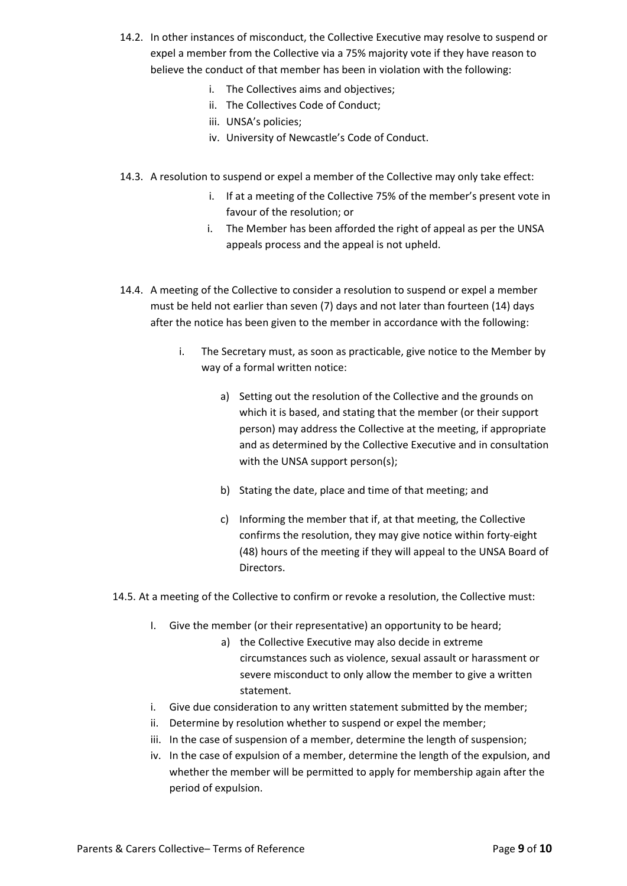14.2. In other instances of misconduct, the Collective Executive may resolve to suspend or expel a member from the Collective via a 75% majority vote if they have reason to believe the conduct of that member has been in violation with the following:

- i. The Collectives aims and objectives;
- ii. The Collectives Code of Conduct;
- iii. UNSA's policies;
- iv. University of Newcastle's Code of Conduct.

14.3. A resolution to suspend or expel a member of the Collective may only take effect:

- i. If at a meeting of the Collective 75% of the member's present vote in favour of the resolution; or
- i. The Member has been afforded the right of appeal as per the UNSA appeals process and the appeal is not upheld.

14.4. A meeting of the Collective to consider a resolution to suspend or expel a member must be held not earlier than seven (7) days and not later than fourteen (14) days after the notice has been given to the member in accordance with the following:

- i. The Secretary must, as soon as practicable, give notice to the Member by way of a formal written notice:
  - a) Setting out the resolution of the Collective and the grounds on which it is based, and stating that the member (or their support person) may address the Collective at the meeting, if appropriate and as determined by the Collective Executive and in consultation with the UNSA support person(s);
  - b) Stating the date, place and time of that meeting; and
  - c) Informing the member that if, at that meeting, the Collective confirms the resolution, they may give notice within forty-eight (48) hours of the meeting if they will appeal to the UNSA Board of Directors.

14.5. At a meeting of the Collective to confirm or revoke a resolution, the Collective must:

- I. Give the member (or their representative) an opportunity to be heard;
  - a) the Collective Executive may also decide in extreme circumstances such as violence, sexual assault or harassment or severe misconduct to only allow the member to give a written statement.
- i. Give due consideration to any written statement submitted by the member;
- ii. Determine by resolution whether to suspend or expel the member;
- iii. In the case of suspension of a member, determine the length of suspension;
- iv. In the case of expulsion of a member, determine the length of the expulsion, and whether the member will be permitted to apply for membership again after the period of expulsion.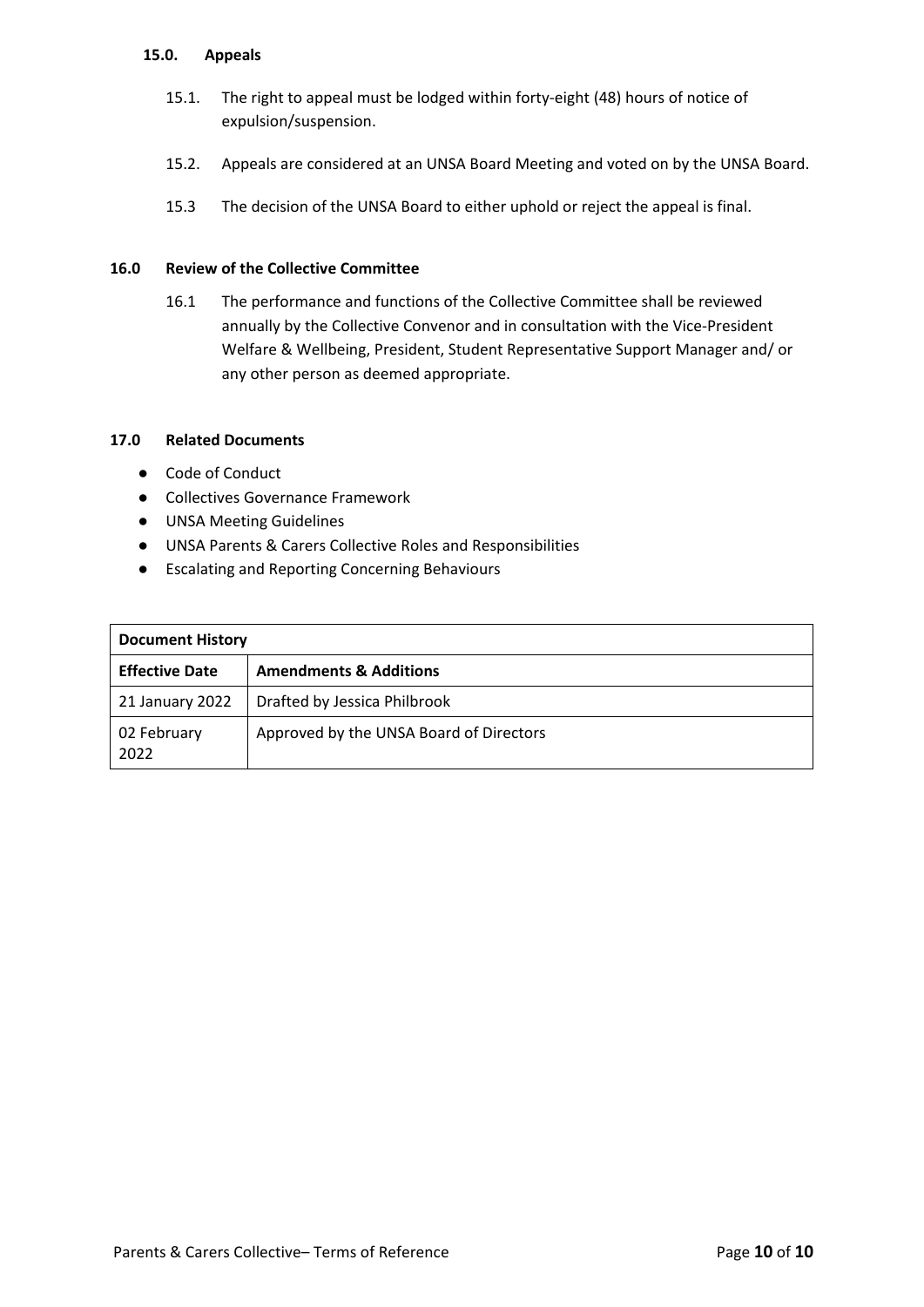## 15.0. Appeals

15.1. The right to appeal must be lodged within forty-eight (48) hours of notice of expulsion/suspension.

15.2. Appeals are considered at an UNSA Board Meeting and voted on by the UNSA Board.

15.3 The decision of the UNSA Board to either uphold or reject the appeal is final.

## 16.0 Review of the Collective Committee

16.1 The performance and functions of the Collective Committee shall be reviewed annually by the Collective Convenor and in consultation with the Vice-President Welfare & Wellbeing, President, Student Representative Support Manager and/ or any other person as deemed appropriate.

## 17.0 Related Documents

- Code of Conduct
- Collectives Governance Framework
- UNSA Meeting Guidelines
- UNSA Parents & Carers Collective Roles and Responsibilities
- Escalating and Reporting Concerning Behaviours

| **Document History** | |
|---|---|
| **Effective Date** | **Amendments & Additions** |
| 21 January 2022 | Drafted by Jessica Philbrook |
| 02 February 2022 | Approved by the UNSA Board of Directors |